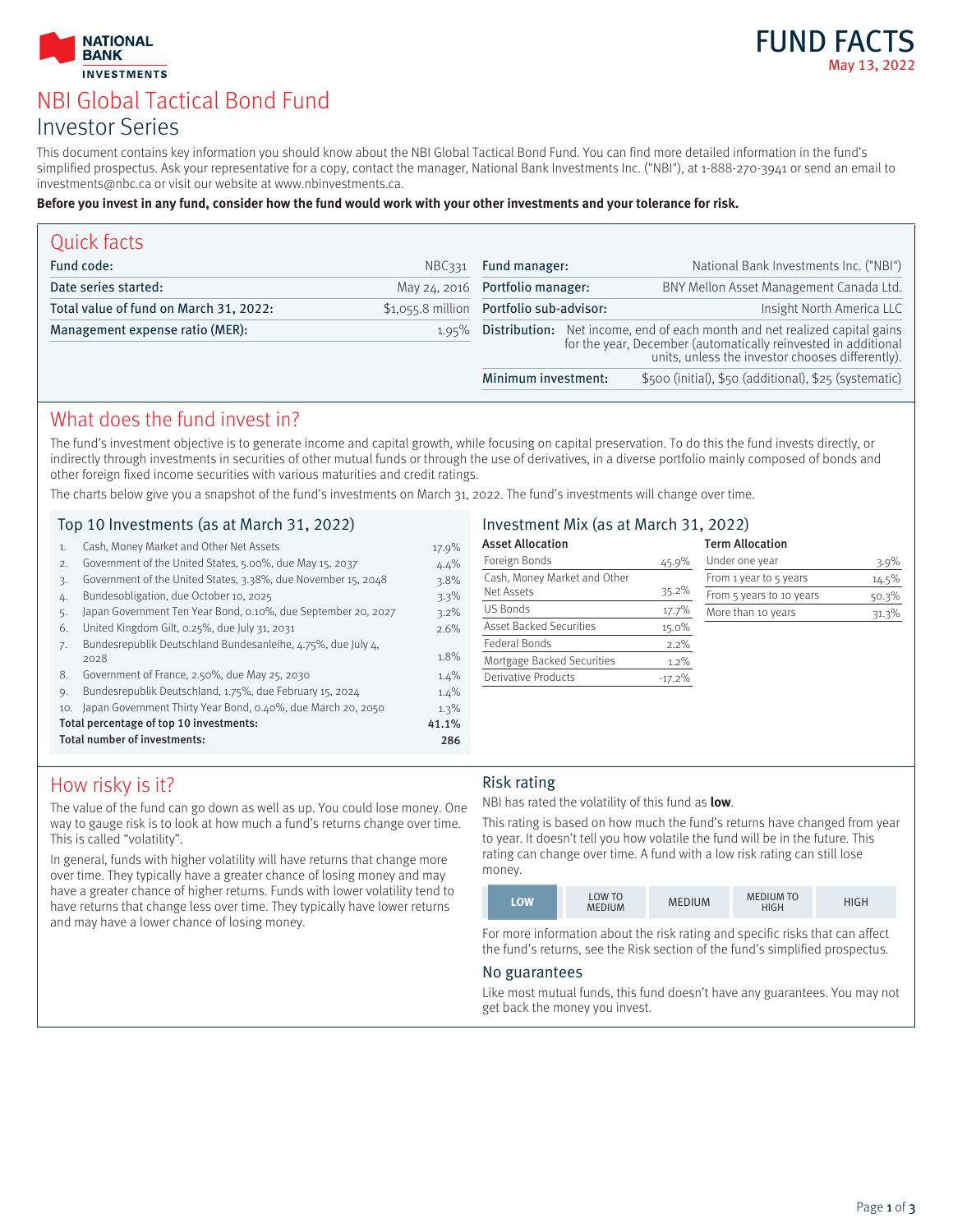NATIONAL BANK INVESTMENTS

# FUND FACTS

May 13, 2022

# NBI Global Tactical Bond Fund

## Investor Series

This document contains key information you should know about the NBI Global Tactical Bond Fund. You can find more detailed information in the fund's simplified prospectus. Ask your representative for a copy, contact the manager, National Bank Investments Inc. ("NBI"), at 1-888-270-3941 or send an email to investments@nbc.ca or visit our website at www.nbinvestments.ca.

**Before you invest in any fund, consider how the fund would work with your other investments and your tolerance for risk.**

## Quick facts

| | |
|---|---|
| Fund code: | NBC331 |
| Date series started: | May 24, 2016 |
| Total value of fund on March 31, 2022: | $1,055.8 million |
| Management expense ratio (MER): | 1.95% |

| | |
|---|---|
| Fund manager: | National Bank Investments Inc. ("NBI") |
| Portfolio manager: | BNY Mellon Asset Management Canada Ltd. |
| Portfolio sub-advisor: | Insight North America LLC |
| Distribution: | Net income, end of each month and net realized capital gains for the year, December (automatically reinvested in additional units, unless the investor chooses differently). |
| Minimum investment: | $500 (initial), $50 (additional), $25 (systematic) |

## What does the fund invest in?

The fund's investment objective is to generate income and capital growth, while focusing on capital preservation. To do this the fund invests directly, or indirectly through investments in securities of other mutual funds or through the use of derivatives, in a diverse portfolio mainly composed of bonds and other foreign fixed income securities with various maturities and credit ratings.

The charts below give you a snapshot of the fund's investments on March 31, 2022. The fund's investments will change over time.

### Top 10 Investments (as at March 31, 2022)

| | | |
|---|---|---|
| 1. | Cash, Money Market and Other Net Assets | 17.9% |
| 2. | Government of the United States, 5.00%, due May 15, 2037 | 4.4% |
| 3. | Government of the United States, 3.38%, due November 15, 2048 | 3.8% |
| 4. | Bundesobligation, due October 10, 2025 | 3.3% |
| 5. | Japan Government Ten Year Bond, 0.10%, due September 20, 2027 | 3.2% |
| 6. | United Kingdom Gilt, 0.25%, due July 31, 2031 | 2.6% |
| 7. | Bundesrepublik Deutschland Bundesanleihe, 4.75%, due July 4, 2028 | 1.8% |
| 8. | Government of France, 2.50%, due May 25, 2030 | 1.4% |
| 9. | Bundesrepublik Deutschland, 1.75%, due February 15, 2024 | 1.4% |
| 10. | Japan Government Thirty Year Bond, 0.40%, due March 20, 2050 | 1.3% |
| | **Total percentage of top 10 investments:** | **41.1%** |
| | **Total number of investments:** | **286** |

### Investment Mix (as at March 31, 2022)

| Asset Allocation | |
|---|---|
| Foreign Bonds | 45.9% |
| Cash, Money Market and Other Net Assets | 35.2% |
| US Bonds | 17.7% |
| Asset Backed Securities | 15.0% |
| Federal Bonds | 2.2% |
| Mortgage Backed Securities | 1.2% |
| Derivative Products | -17.2% |

| Term Allocation | |
|---|---|
| Under one year | 3.9% |
| From 1 year to 5 years | 14.5% |
| From 5 years to 10 years | 50.3% |
| More than 10 years | 31.3% |

## How risky is it?

The value of the fund can go down as well as up. You could lose money. One way to gauge risk is to look at how much a fund's returns change over time. This is called "volatility".

In general, funds with higher volatility will have returns that change more over time. They typically have a greater chance of losing money and may have a greater chance of higher returns. Funds with lower volatility tend to have returns that change less over time. They typically have lower returns and may have a lower chance of losing money.

### Risk rating

NBI has rated the volatility of this fund as **low**.

This rating is based on how much the fund's returns have changed from year to year. It doesn't tell you how volatile the fund will be in the future. This rating can change over time. A fund with a low risk rating can still lose money.

| **LOW** | LOW TO MEDIUM | MEDIUM | MEDIUM TO HIGH | HIGH |
|---|---|---|---|---|

For more information about the risk rating and specific risks that can affect the fund's returns, see the Risk section of the fund's simplified prospectus.

### No guarantees

Like most mutual funds, this fund doesn't have any guarantees. You may not get back the money you invest.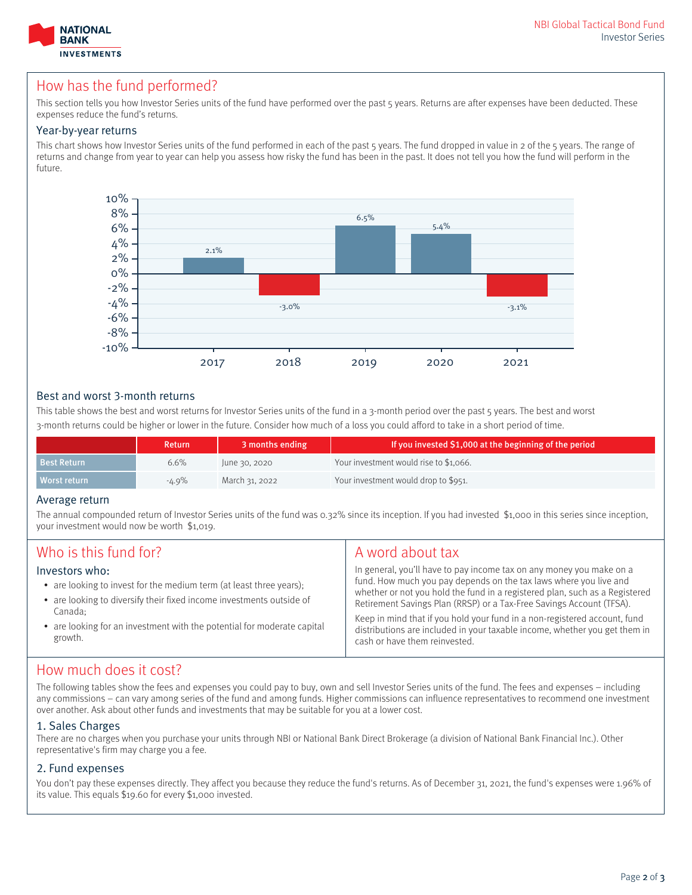## How has the fund performed?

This section tells you how Investor Series units of the fund have performed over the past 5 years. Returns are after expenses have been deducted. These expenses reduce the fund's returns.

### Year-by-year returns

This chart shows how Investor Series units of the fund performed in each of the past 5 years. The fund dropped in value in 2 of the 5 years. The range of returns and change from year to year can help you assess how risky the fund has been in the past. It does not tell you how the fund will perform in the future.

| Year | Return |
|---|---|
| 2017 | 2.1% |
| 2018 | -3.0% |
| 2019 | 6.5% |
| 2020 | 5.4% |
| 2021 | -3.1% |

### Best and worst 3-month returns

This table shows the best and worst returns for Investor Series units of the fund in a 3-month period over the past 5 years. The best and worst 3-month returns could be higher or lower in the future. Consider how much of a loss you could afford to take in a short period of time.

| | Return | 3 months ending | If you invested $1,000 at the beginning of the period |
|---|---|---|---|
| Best Return | 6.6% | June 30, 2020 | Your investment would rise to $1,066. |
| Worst return | -4.9% | March 31, 2022 | Your investment would drop to $951. |

### Average return

The annual compounded return of Investor Series units of the fund was 0.32% since its inception. If you had invested $1,000 in this series since inception, your investment would now be worth $1,019.

## Who is this fund for?

Investors who:

- are looking to invest for the medium term (at least three years);
- are looking to diversify their fixed income investments outside of Canada;
- are looking for an investment with the potential for moderate capital growth.

## A word about tax

In general, you'll have to pay income tax on any money you make on a fund. How much you pay depends on the tax laws where you live and whether or not you hold the fund in a registered plan, such as a Registered Retirement Savings Plan (RRSP) or a Tax-Free Savings Account (TFSA).

Keep in mind that if you hold your fund in a non-registered account, fund distributions are included in your taxable income, whether you get them in cash or have them reinvested.

## How much does it cost?

The following tables show the fees and expenses you could pay to buy, own and sell Investor Series units of the fund. The fees and expenses – including any commissions – can vary among series of the fund and among funds. Higher commissions can influence representatives to recommend one investment over another. Ask about other funds and investments that may be suitable for you at a lower cost.

### 1. Sales Charges

There are no charges when you purchase your units through NBI or National Bank Direct Brokerage (a division of National Bank Financial Inc.). Other representative's firm may charge you a fee.

### 2. Fund expenses

You don't pay these expenses directly. They affect you because they reduce the fund's returns. As of December 31, 2021, the fund's expenses were 1.96% of its value. This equals $19.60 for every $1,000 invested.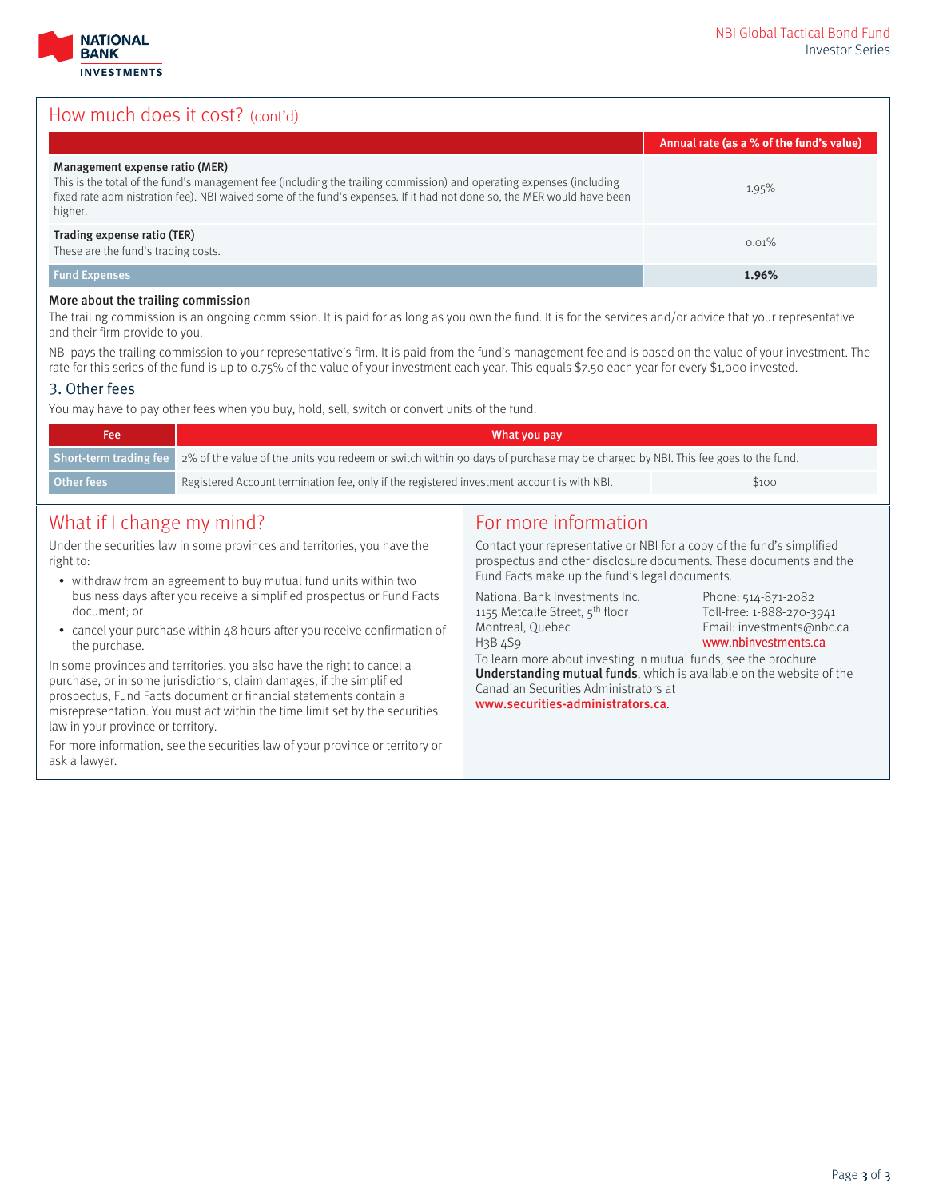## How much does it cost? (cont'd)

| | Annual rate (as a % of the fund's value) |
|---|---|
| **Management expense ratio (MER)**<br>This is the total of the fund's management fee (including the trailing commission) and operating expenses (including fixed rate administration fee). NBI waived some of the fund's expenses. If it had not done so, the MER would have been higher. | 1.95% |
| **Trading expense ratio (TER)**<br>These are the fund's trading costs. | 0.01% |
| **Fund Expenses** | **1.96%** |

**More about the trailing commission**

The trailing commission is an ongoing commission. It is paid for as long as you own the fund. It is for the services and/or advice that your representative and their firm provide to you.

NBI pays the trailing commission to your representative's firm. It is paid from the fund's management fee and is based on the value of your investment. The rate for this series of the fund is up to 0.75% of the value of your investment each year. This equals $7.50 each year for every $1,000 invested.

### 3. Other fees

You may have to pay other fees when you buy, hold, sell, switch or convert units of the fund.

| Fee | What you pay | |
|---|---|---|
| Short-term trading fee | 2% of the value of the units you redeem or switch within 90 days of purchase may be charged by NBI. This fee goes to the fund. | |
| Other fees | Registered Account termination fee, only if the registered investment account is with NBI. | $100 |

## What if I change my mind?

Under the securities law in some provinces and territories, you have the right to:

- withdraw from an agreement to buy mutual fund units within two business days after you receive a simplified prospectus or Fund Facts document; or
- cancel your purchase within 48 hours after you receive confirmation of the purchase.

In some provinces and territories, you also have the right to cancel a purchase, or in some jurisdictions, claim damages, if the simplified prospectus, Fund Facts document or financial statements contain a misrepresentation. You must act within the time limit set by the securities law in your province or territory.

For more information, see the securities law of your province or territory or ask a lawyer.

## For more information

Contact your representative or NBI for a copy of the fund's simplified prospectus and other disclosure documents. These documents and the Fund Facts make up the fund's legal documents.

National Bank Investments Inc.
1155 Metcalfe Street, 5th floor
Montreal, Quebec
H3B 4S9

Phone: 514-871-2082
Toll-free: 1-888-270-3941
Email: investments@nbc.ca
www.nbinvestments.ca

To learn more about investing in mutual funds, see the brochure **Understanding mutual funds**, which is available on the website of the Canadian Securities Administrators at www.securities-administrators.ca.